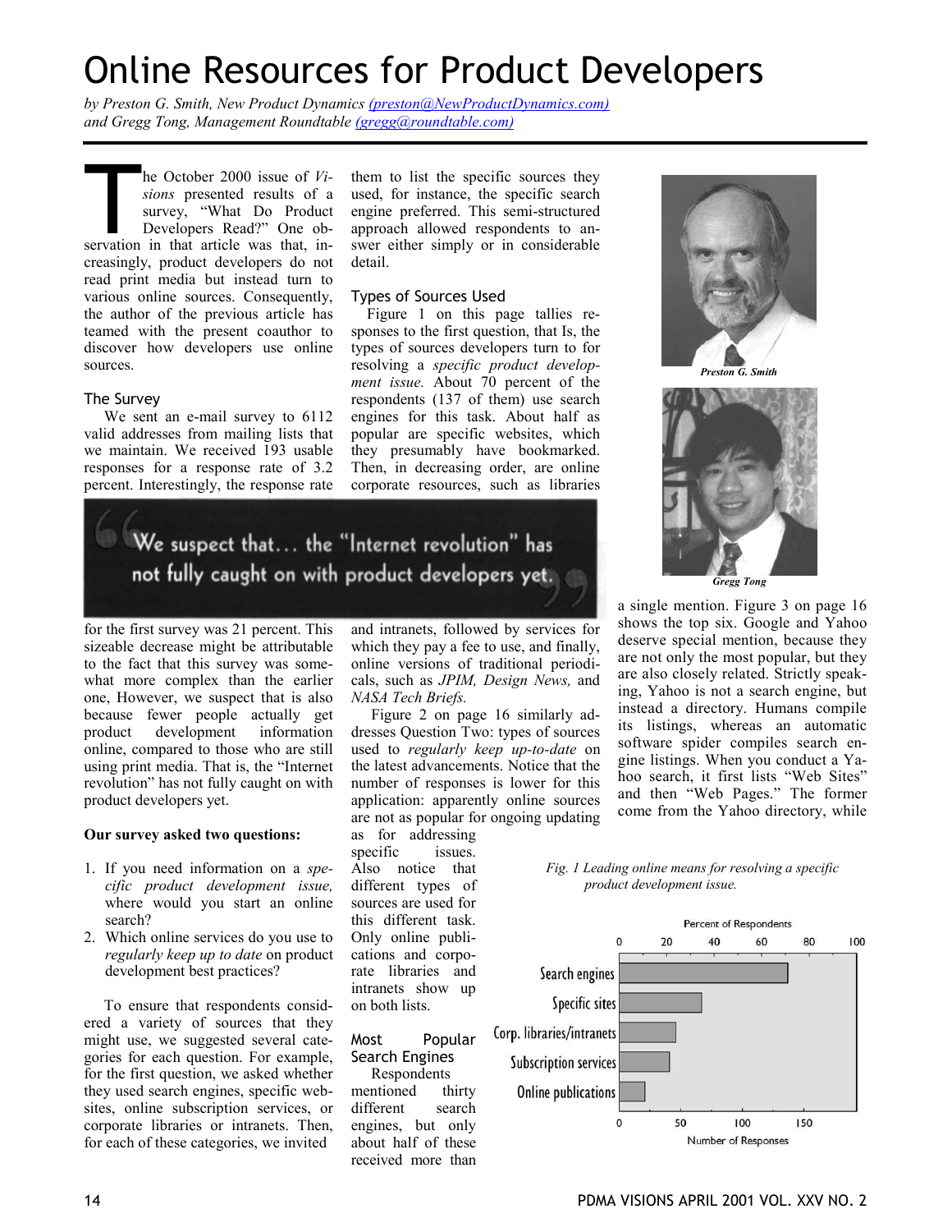# Online Resources for Product Developers

*by Preston G. Smith, New Product Dynamics (preston@NewProductDynamics.com) and Gregg Tong, Management Roundtable (gregg@roundtable.com)*

The October 2000 issue of *Visions* presented results of a survey, "What Do Product Developers Read?" One observation in that article was that, increasingly, product developers do not read print media but instead turn to various online sources. Consequently, the author of the previous article has teamed with the present coauthor to discover how developers use online sources.

## The Survey

We sent an e-mail survey to 6112 valid addresses from mailing lists that we maintain. We received 193 usable responses for a response rate of 3.2 percent. Interestingly, the response rate for the first survey was 21 percent. This sizeable decrease might be attributable to the fact that this survey was somewhat more complex than the earlier one, However, we suspect that is also because fewer people actually get product development information online, compared to those who are still using print media. That is, the "Internet revolution" has not fully caught on with product developers yet.

> We suspect that… the "Internet revolution" has not fully caught on with product developers yet.

**Our survey asked two questions:**

1. If you need information on a *specific product development issue,* where would you start an online search?
2. Which online services do you use to *regularly keep up to date* on product development best practices?

To ensure that respondents considered a variety of sources that they might use, we suggested several categories for each question. For example, for the first question, we asked whether they used search engines, specific websites, online subscription services, or corporate libraries or intranets. Then, for each of these categories, we invited them to list the specific sources they used, for instance, the specific search engine preferred. This semi-structured approach allowed respondents to answer either simply or in considerable detail.

## Types of Sources Used

Figure 1 on this page tallies responses to the first question, that Is, the types of sources developers turn to for resolving a *specific product development issue.* About 70 percent of the respondents (137 of them) use search engines for this task. About half as popular are specific websites, which they presumably have bookmarked. Then, in decreasing order, are online corporate resources, such as libraries and intranets, followed by services for which they pay a fee to use, and finally, online versions of traditional periodicals, such as *JPIM, Design News,* and *NASA Tech Briefs.*

Figure 2 on page 16 similarly addresses Question Two: types of sources used to *regularly keep up-to-date* on the latest advancements. Notice that the number of responses is lower for this application: apparently online sources are not as popular for ongoing updating as for addressing specific issues. Also notice that different types of sources are used for this different task. Only online publications and corporate libraries and intranets show up on both lists.

## Most Popular Search Engines

Respondents mentioned thirty different search engines, but only about half of these received more than a single mention. Figure 3 on page 16 shows the top six. Google and Yahoo deserve special mention, because they are not only the most popular, but they are also closely related. Strictly speaking, Yahoo is not a search engine, but instead a directory. Humans compile its listings, whereas an automatic software spider compiles search engine listings. When you conduct a Yahoo search, it first lists "Web Sites" and then "Web Pages." The former come from the Yahoo directory, while

Preston G. Smith

Gregg Tong

*Fig. 1 Leading online means for resolving a specific product development issue.*

| Source | Number of Responses (approx.) | Percent of Respondents (approx.) |
|---|---|---|
| Search engines | 137 | 71 |
| Specific sites | ~67 | ~35 |
| Corp. libraries/intranets | ~46 | ~24 |
| Subscription services | ~41 | ~21 |
| Online publications | ~21 | ~11 |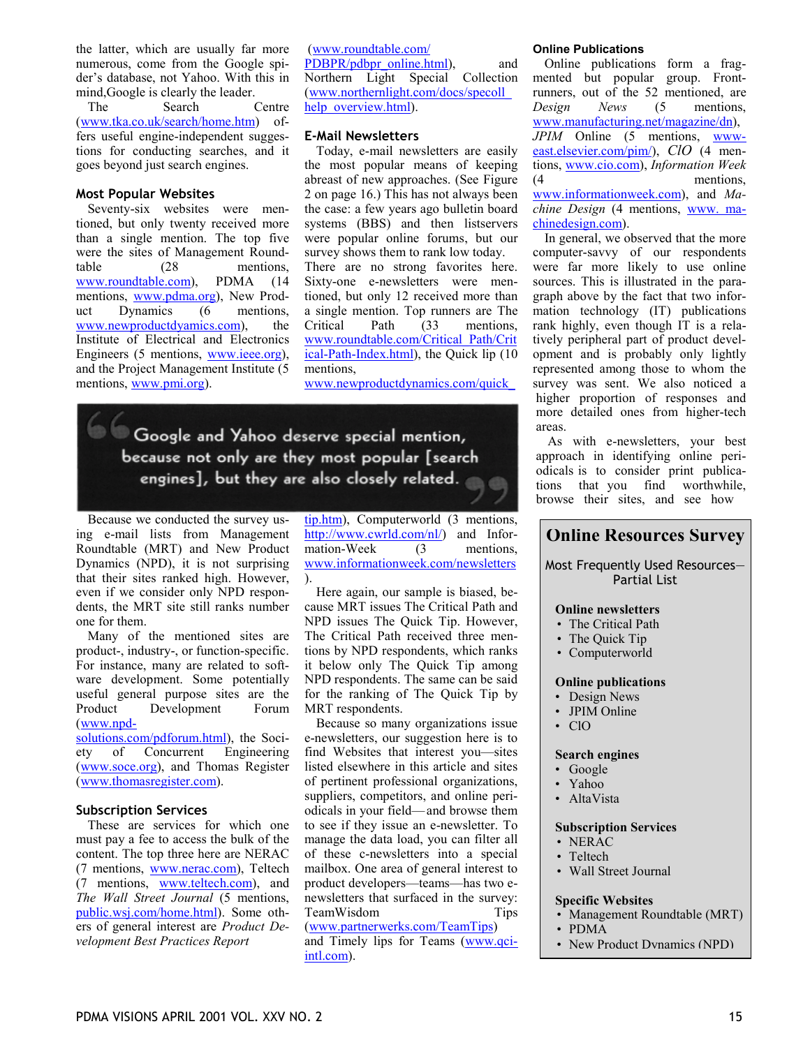the latter, which are usually far more numerous, come from the Google spider's database, not Yahoo. With this in mind,Google is clearly the leader.

The Search Centre (www.tka.co.uk/search/home.htm) offers useful engine-independent suggestions for conducting searches, and it goes beyond just search engines.

### Most Popular Websites

Seventy-six websites were mentioned, but only twenty received more than a single mention. The top five were the sites of Management Roundtable (28 mentions, www.roundtable.com), PDMA (14 mentions, www.pdma.org), New Product Dynamics (6 mentions, www.newproductdyamics.com), the Institute of Electrical and Electronics Engineers (5 mentions, www.ieee.org), and the Project Management Institute (5 mentions, www.pmi.org).

> Google and Yahoo deserve special mention, because not only are they most popular [search engines], but they are also closely related.

Because we conducted the survey using e-mail lists from Management Roundtable (MRT) and New Product Dynamics (NPD), it is not surprising that their sites ranked high. However, even if we consider only NPD respondents, the MRT site still ranks number one for them.

Many of the mentioned sites are product-, industry-, or function-specific. For instance, many are related to software development. Some potentially useful general purpose sites are the Product Development Forum (www.npd-solutions.com/pdforum.html), the Society of Concurrent Engineering (www.soce.org), and Thomas Register (www.thomasregister.com).

### Subscription Services

These are services for which one must pay a fee to access the bulk of the content. The top three here are NERAC (7 mentions, www.nerac.com), Teltech (7 mentions, www.teltech.com), and *The Wall Street Journal* (5 mentions, public.wsj.com/home.html). Some others of general interest are *Product Development Best Practices Report* (www.roundtable.com/PDBPR/pdbpr_online.html), and Northern Light Special Collection (www.northernlight.com/docs/specoll_help_overview.html).

### E-Mail Newsletters

Today, e-mail newsletters are easily the most popular means of keeping abreast of new approaches. (See Figure 2 on page 16.) This has not always been the case: a few years ago bulletin board systems (BBS) and then listservers were popular online forums, but our survey shows them to rank low today. There are no strong favorites here. Sixty-one e-newsletters were mentioned, but only 12 received more than a single mention. Top runners are The Critical Path (33 mentions, www.roundtable.com/Critical_Path/Critical-Path-Index.html), the Quick lip (10 mentions, www.newproductdynamics.com/quick_tip.htm), Computerworld (3 mentions, http://www.cwrld.com/nl/) and Information-Week (3 mentions, www.informationweek.com/newsletters).

Here again, our sample is biased, because MRT issues The Critical Path and NPD issues The Quick Tip. However, The Critical Path received three mentions by NPD respondents, which ranks it below only The Quick Tip among NPD respondents. The same can be said for the ranking of The Quick Tip by MRT respondents.

Because so many organizations issue e-newsletters, our suggestion here is to find Websites that interest you—sites listed elsewhere in this article and sites of pertinent professional organizations, suppliers, competitors, and online periodicals in your field—and browse them to see if they issue an e-newsletter. To manage the data load, you can filter all of these c-newsletters into a special mailbox. One area of general interest to product developers—teams—has two e-newsletters that surfaced in the survey: TeamWisdom Tips (www.partnerwerks.com/TeamTips) and Timely lips for Teams (www.qci-intl.com).

### Online Publications

Online publications form a fragmented but popular group. Front-runners, out of the 52 mentioned, are *Design News* (5 mentions, www.manufacturing.net/magazine/dn), *JPIM* Online (5 mentions, www-east.elsevier.com/pim/), *ClO* (4 mentions, www.cio.com), *Information Week* (4 mentions, www.informationweek.com), and *Machine Design* (4 mentions, www.machinedesign.com).

In general, we observed that the more computer-savvy of our respondents were far more likely to use online sources. This is illustrated in the paragraph above by the fact that two information technology (IT) publications rank highly, even though IT is a relatively peripheral part of product development and is probably only lightly represented among those to whom the survey was sent. We also noticed a higher proportion of responses and more detailed ones from higher-tech areas.

As with e-newsletters, your best approach in identifying online periodicals is to consider print publications that you find worthwhile, browse their sites, and see how

## Online Resources Survey

Most Frequently Used Resources—Partial List

**Online newsletters**
- The Critical Path
- The Quick Tip
- Computerworld

**Online publications**
- Design News
- JPIM Online
- ClO

**Search engines**
- Google
- Yahoo
- AltaVista

**Subscription Services**
- NERAC
- Teltech
- Wall Street Journal

**Specific Websites**
- Management Roundtable (MRT)
- PDMA
- New Product Dynamics (NPD)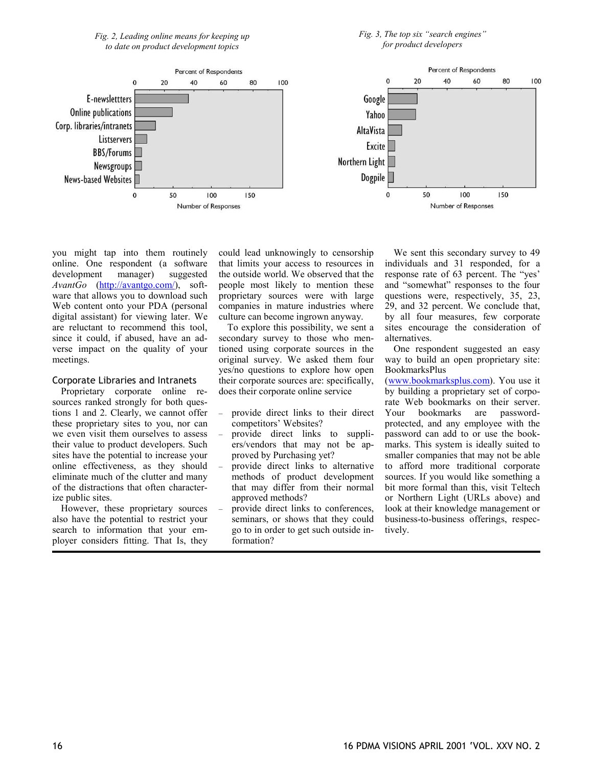Fig. 2, Leading online means for keeping up to date on product development topics

Percent of Respondents

0 20 40 60 80 100

E-newslettters
Online publications
Corp. libraries/intranets
Listservers
BBS/Forums
Newsgroups
News-based Websites

0 50 100 150

Number of Responses

Fig. 3, The top six "search engines" for product developers

Percent of Respondents

0 20 40 60 80 100

Google
Yahoo
AltaVista
Excite
Northern Light
Dogpile

0 50 100 150

Number of Responses

you might tap into them routinely online. One respondent (a software development manager) suggested *AvantGo* (http://avantgo.com/), software that allows you to download such Web content onto your PDA (personal digital assistant) for viewing later. We are reluctant to recommend this tool, since it could, if abused, have an adverse impact on the quality of your meetings.

## Corporate Libraries and Intranets

Proprietary corporate online resources ranked strongly for both questions 1 and 2. Clearly, we cannot offer these proprietary sites to you, nor can we even visit them ourselves to assess their value to product developers. Such sites have the potential to increase your online effectiveness, as they should eliminate much of the clutter and many of the distractions that often characterize public sites.

However, these proprietary sources also have the potential to restrict your search to information that your employer considers fitting. That Is, they could lead unknowingly to censorship that limits your access to resources in the outside world. We observed that the people most likely to mention these proprietary sources were with large companies in mature industries where culture can become ingrown anyway.

To explore this possibility, we sent a secondary survey to those who mentioned using corporate sources in the original survey. We asked them four yes/no questions to explore how open their corporate sources are: specifically, does their corporate online service

- provide direct links to their direct competitors' Websites?
- provide direct links to suppliers/vendors that may not be approved by Purchasing yet?
- provide direct links to alternative methods of product development that may differ from their normal approved methods?
- provide direct links to conferences, seminars, or shows that they could go to in order to get such outside information?

We sent this secondary survey to 49 individuals and 31 responded, for a response rate of 63 percent. The "yes' and "somewhat" responses to the four questions were, respectively, 35, 23, 29, and 32 percent. We conclude that, by all four measures, few corporate sites encourage the consideration of alternatives.

One respondent suggested an easy way to build an open proprietary site: BookmarksPlus (www.bookmarksplus.com). You use it by building a proprietary set of corporate Web bookmarks on their server. Your bookmarks are password-protected, and any employee with the password can add to or use the bookmarks. This system is ideally suited to smaller companies that may not be able to afford more traditional corporate sources. If you would like something a bit more formal than this, visit Teltech or Northern Light (URLs above) and look at their knowledge management or business-to-business offerings, respectively.